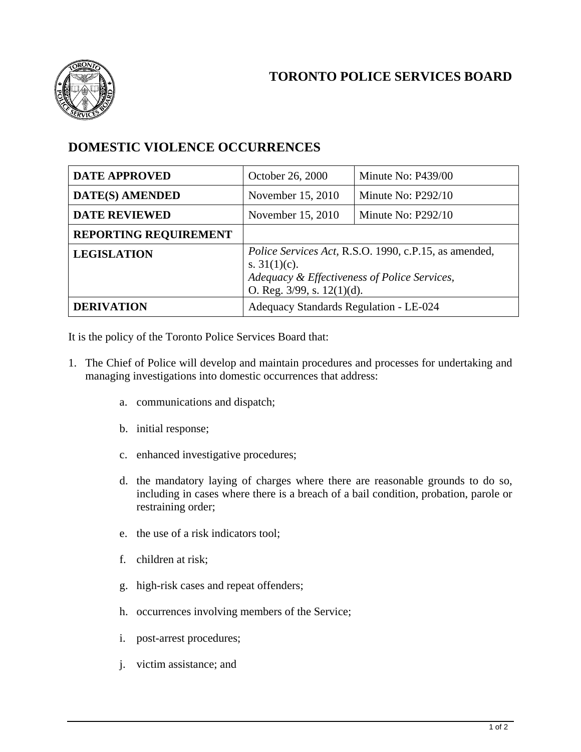# TORONTO POLICE SERVICES BOARD

## DOMESTIC VIOLENCE OCCURRENCES

| | | |
|---|---|---|
| **DATE APPROVED** | October 26, 2000 | Minute No: P439/00 |
| **DATE(S) AMENDED** | November 15, 2010 | Minute No: P292/10 |
| **DATE REVIEWED** | November 15, 2010 | Minute No: P292/10 |
| **REPORTING REQUIREMENT** | | |
| **LEGISLATION** | *Police Services Act*, R.S.O. 1990, c.P.15, as amended, s. 31(1)(c). *Adequacy & Effectiveness of Police Services*, O. Reg. 3/99, s. 12(1)(d). | |
| **DERIVATION** | Adequacy Standards Regulation - LE-024 | |

It is the policy of the Toronto Police Services Board that:

1. The Chief of Police will develop and maintain procedures and processes for undertaking and managing investigations into domestic occurrences that address:

    a. communications and dispatch;

    b. initial response;

    c. enhanced investigative procedures;

    d. the mandatory laying of charges where there are reasonable grounds to do so, including in cases where there is a breach of a bail condition, probation, parole or restraining order;

    e. the use of a risk indicators tool;

    f. children at risk;

    g. high-risk cases and repeat offenders;

    h. occurrences involving members of the Service;

    i. post-arrest procedures;

    j. victim assistance; and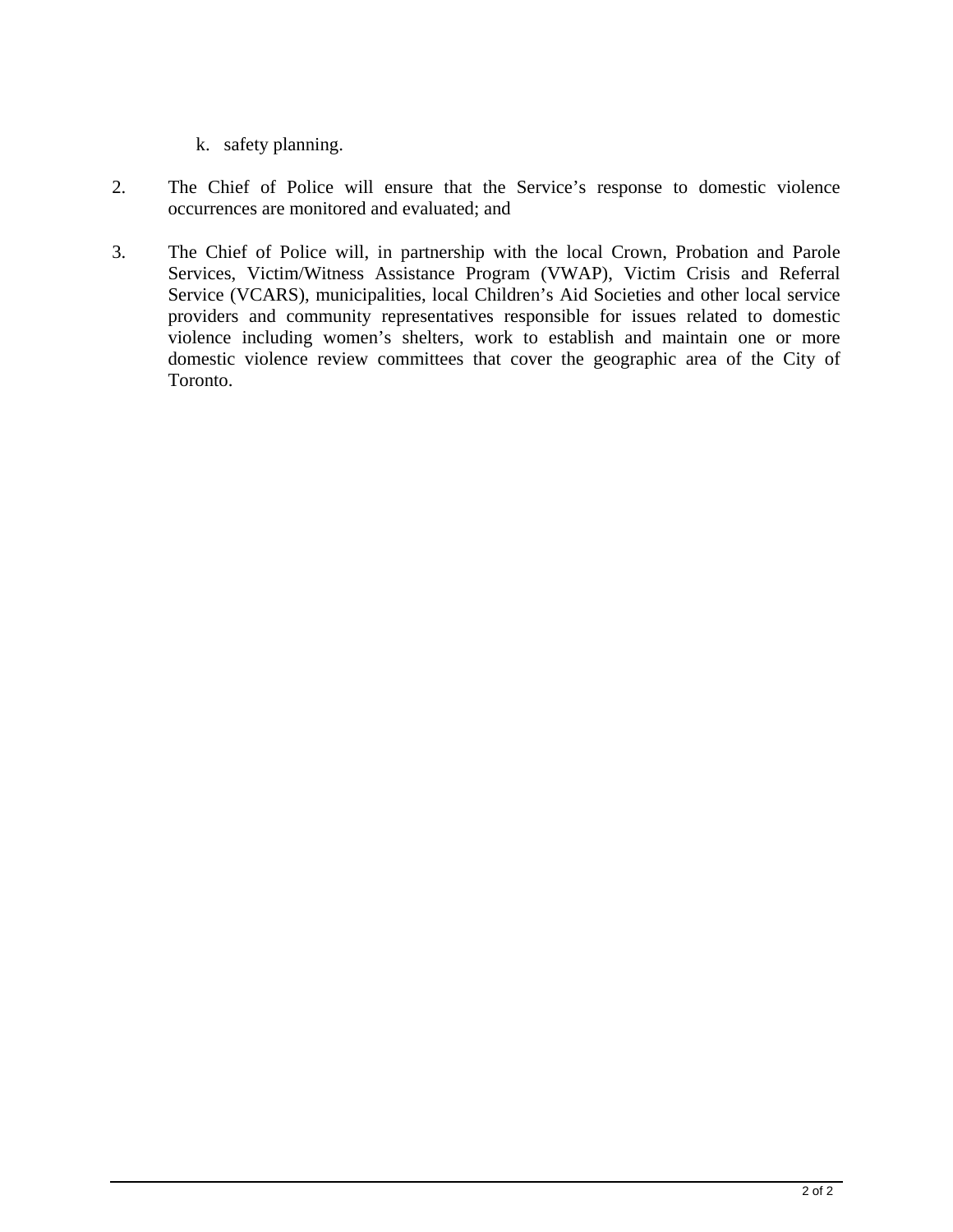k. safety planning.

2. The Chief of Police will ensure that the Service's response to domestic violence occurrences are monitored and evaluated; and

3. The Chief of Police will, in partnership with the local Crown, Probation and Parole Services, Victim/Witness Assistance Program (VWAP), Victim Crisis and Referral Service (VCARS), municipalities, local Children's Aid Societies and other local service providers and community representatives responsible for issues related to domestic violence including women's shelters, work to establish and maintain one or more domestic violence review committees that cover the geographic area of the City of Toronto.